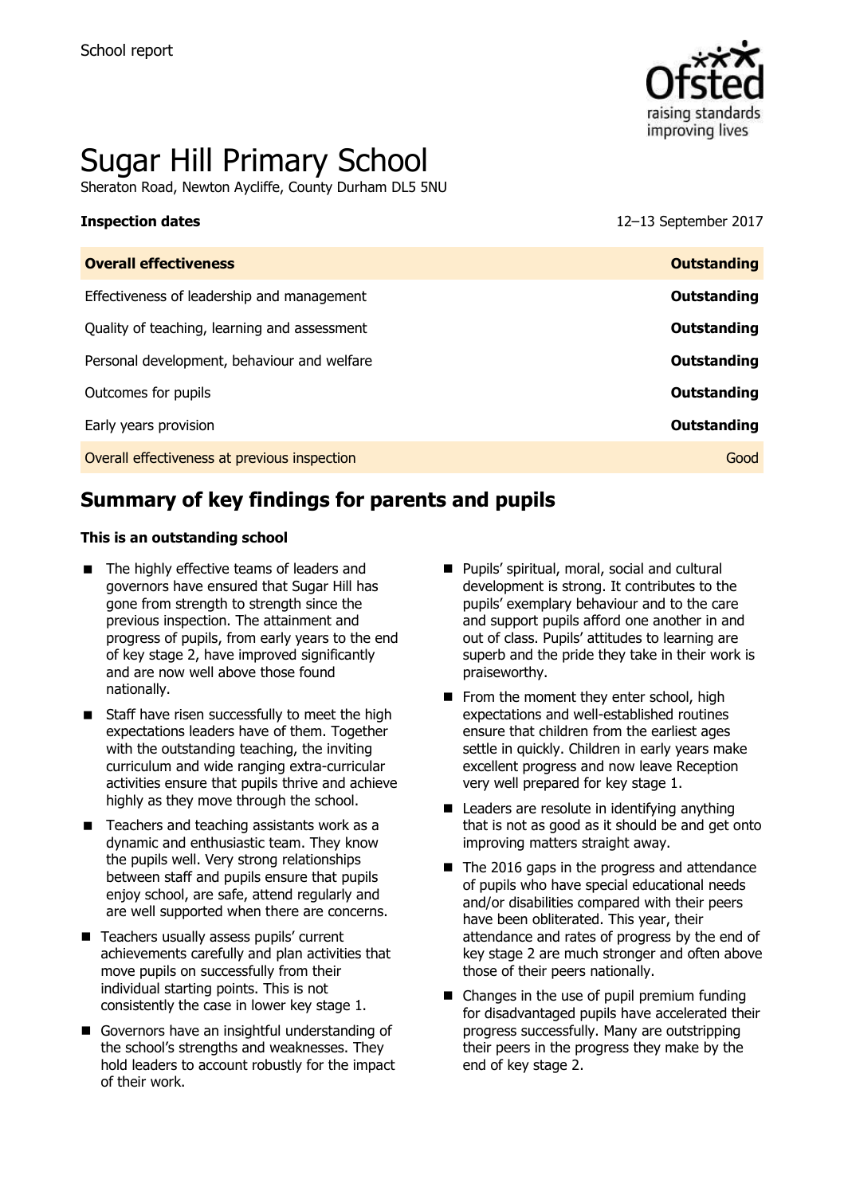School report

# Sugar Hill Primary School

Sheraton Road, Newton Aycliffe, County Durham DL5 5NU

| **Inspection dates** | 12–13 September 2017 |
|---|---|
| **Overall effectiveness** | **Outstanding** |
| Effectiveness of leadership and management | **Outstanding** |
| Quality of teaching, learning and assessment | **Outstanding** |
| Personal development, behaviour and welfare | **Outstanding** |
| Outcomes for pupils | **Outstanding** |
| Early years provision | **Outstanding** |
| Overall effectiveness at previous inspection | Good |

## Summary of key findings for parents and pupils

**This is an outstanding school**

- The highly effective teams of leaders and governors have ensured that Sugar Hill has gone from strength to strength since the previous inspection. The attainment and progress of pupils, from early years to the end of key stage 2, have improved significantly and are now well above those found nationally.
- Staff have risen successfully to meet the high expectations leaders have of them. Together with the outstanding teaching, the inviting curriculum and wide ranging extra-curricular activities ensure that pupils thrive and achieve highly as they move through the school.
- Teachers and teaching assistants work as a dynamic and enthusiastic team. They know the pupils well. Very strong relationships between staff and pupils ensure that pupils enjoy school, are safe, attend regularly and are well supported when there are concerns.
- Teachers usually assess pupils' current achievements carefully and plan activities that move pupils on successfully from their individual starting points. This is not consistently the case in lower key stage 1.
- Governors have an insightful understanding of the school's strengths and weaknesses. They hold leaders to account robustly for the impact of their work.
- Pupils' spiritual, moral, social and cultural development is strong. It contributes to the pupils' exemplary behaviour and to the care and support pupils afford one another in and out of class. Pupils' attitudes to learning are superb and the pride they take in their work is praiseworthy.
- From the moment they enter school, high expectations and well-established routines ensure that children from the earliest ages settle in quickly. Children in early years make excellent progress and now leave Reception very well prepared for key stage 1.
- Leaders are resolute in identifying anything that is not as good as it should be and get onto improving matters straight away.
- The 2016 gaps in the progress and attendance of pupils who have special educational needs and/or disabilities compared with their peers have been obliterated. This year, their attendance and rates of progress by the end of key stage 2 are much stronger and often above those of their peers nationally.
- Changes in the use of pupil premium funding for disadvantaged pupils have accelerated their progress successfully. Many are outstripping their peers in the progress they make by the end of key stage 2.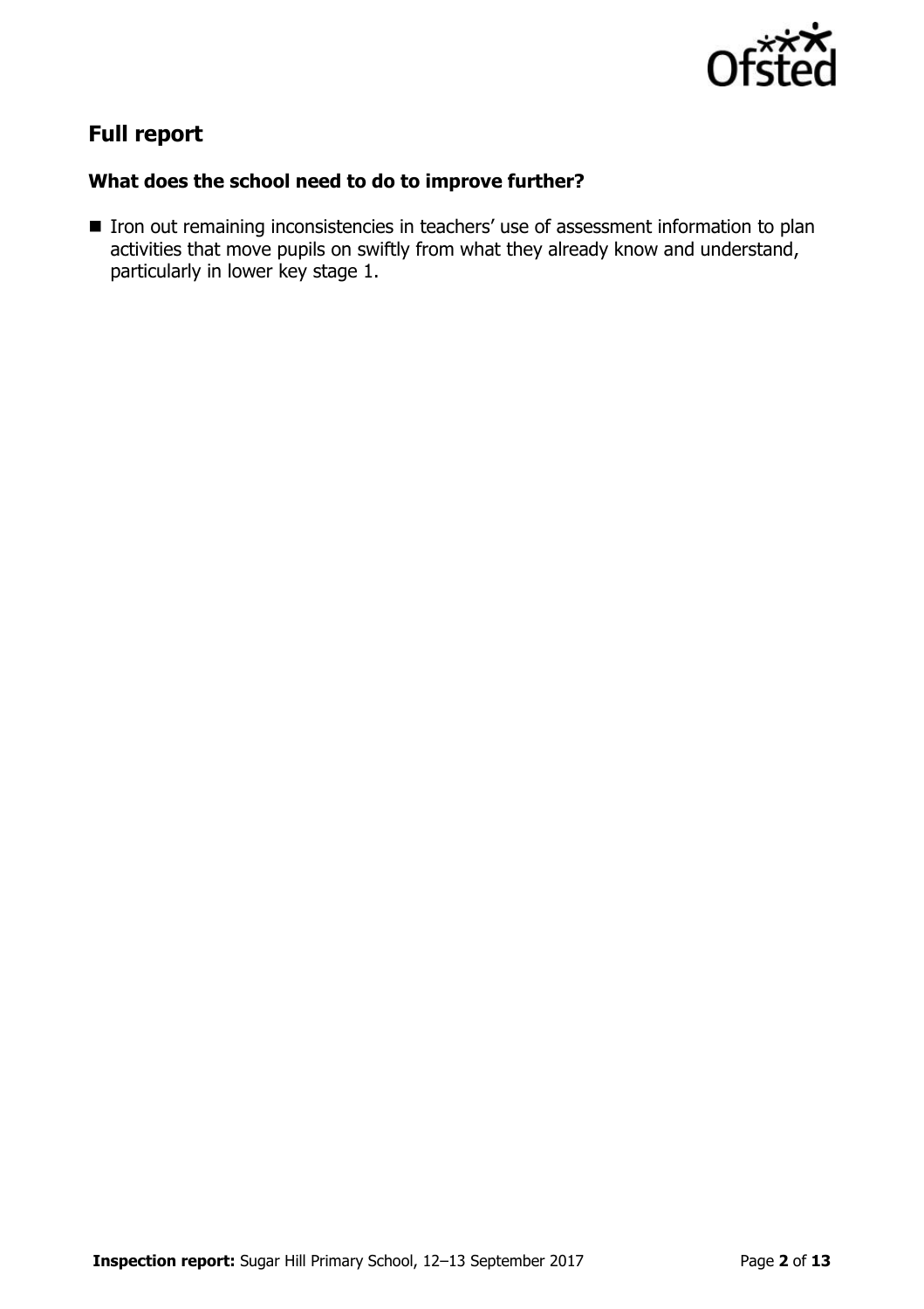## Full report

### What does the school need to do to improve further?

- Iron out remaining inconsistencies in teachers' use of assessment information to plan activities that move pupils on swiftly from what they already know and understand, particularly in lower key stage 1.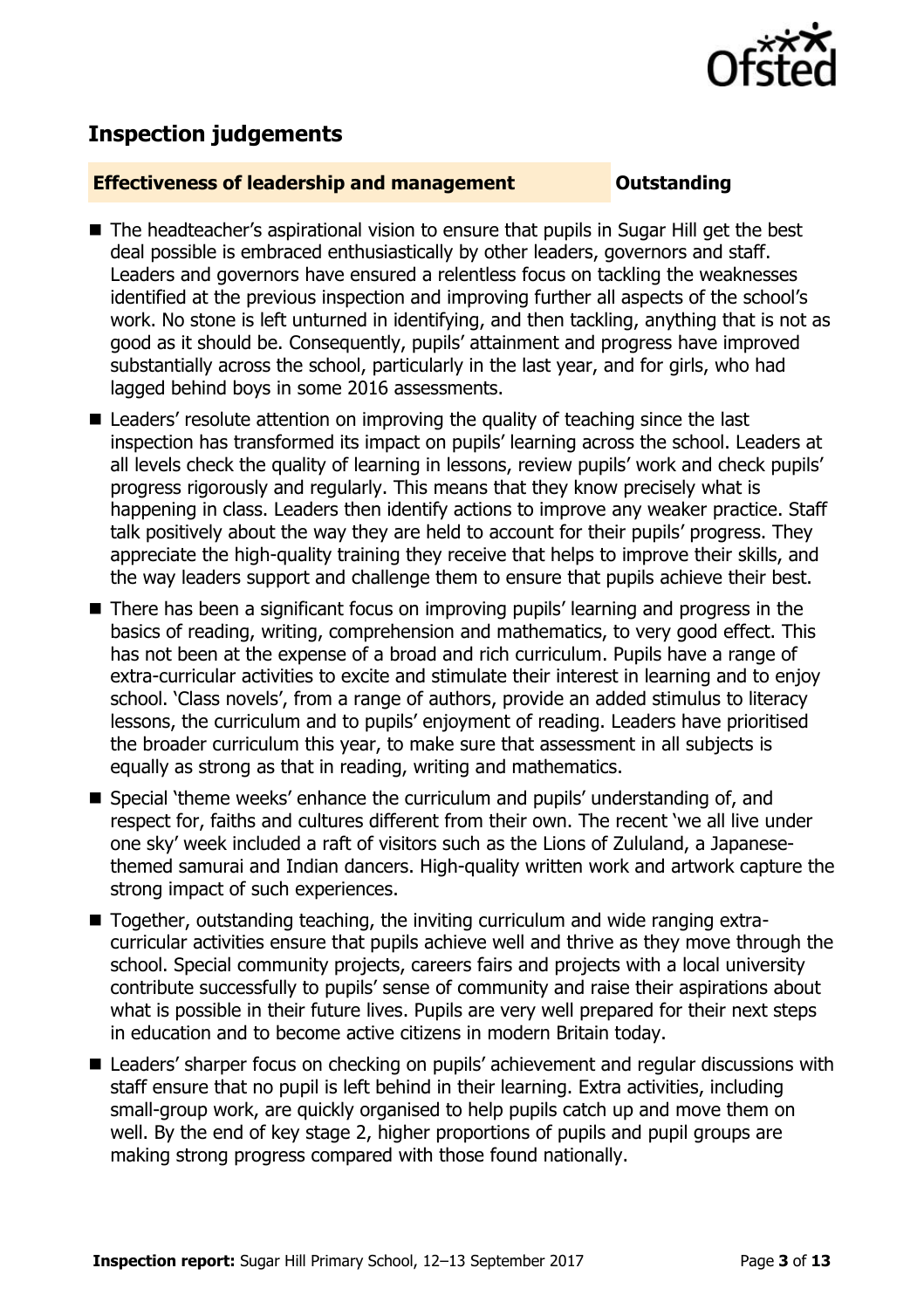## Inspection judgements

**Effectiveness of leadership and management** **Outstanding**

- The headteacher's aspirational vision to ensure that pupils in Sugar Hill get the best deal possible is embraced enthusiastically by other leaders, governors and staff. Leaders and governors have ensured a relentless focus on tackling the weaknesses identified at the previous inspection and improving further all aspects of the school's work. No stone is left unturned in identifying, and then tackling, anything that is not as good as it should be. Consequently, pupils' attainment and progress have improved substantially across the school, particularly in the last year, and for girls, who had lagged behind boys in some 2016 assessments.
- Leaders' resolute attention on improving the quality of teaching since the last inspection has transformed its impact on pupils' learning across the school. Leaders at all levels check the quality of learning in lessons, review pupils' work and check pupils' progress rigorously and regularly. This means that they know precisely what is happening in class. Leaders then identify actions to improve any weaker practice. Staff talk positively about the way they are held to account for their pupils' progress. They appreciate the high-quality training they receive that helps to improve their skills, and the way leaders support and challenge them to ensure that pupils achieve their best.
- There has been a significant focus on improving pupils' learning and progress in the basics of reading, writing, comprehension and mathematics, to very good effect. This has not been at the expense of a broad and rich curriculum. Pupils have a range of extra-curricular activities to excite and stimulate their interest in learning and to enjoy school. 'Class novels', from a range of authors, provide an added stimulus to literacy lessons, the curriculum and to pupils' enjoyment of reading. Leaders have prioritised the broader curriculum this year, to make sure that assessment in all subjects is equally as strong as that in reading, writing and mathematics.
- Special 'theme weeks' enhance the curriculum and pupils' understanding of, and respect for, faiths and cultures different from their own. The recent 'we all live under one sky' week included a raft of visitors such as the Lions of Zululand, a Japanese-themed samurai and Indian dancers. High-quality written work and artwork capture the strong impact of such experiences.
- Together, outstanding teaching, the inviting curriculum and wide ranging extra-curricular activities ensure that pupils achieve well and thrive as they move through the school. Special community projects, careers fairs and projects with a local university contribute successfully to pupils' sense of community and raise their aspirations about what is possible in their future lives. Pupils are very well prepared for their next steps in education and to become active citizens in modern Britain today.
- Leaders' sharper focus on checking on pupils' achievement and regular discussions with staff ensure that no pupil is left behind in their learning. Extra activities, including small-group work, are quickly organised to help pupils catch up and move them on well. By the end of key stage 2, higher proportions of pupils and pupil groups are making strong progress compared with those found nationally.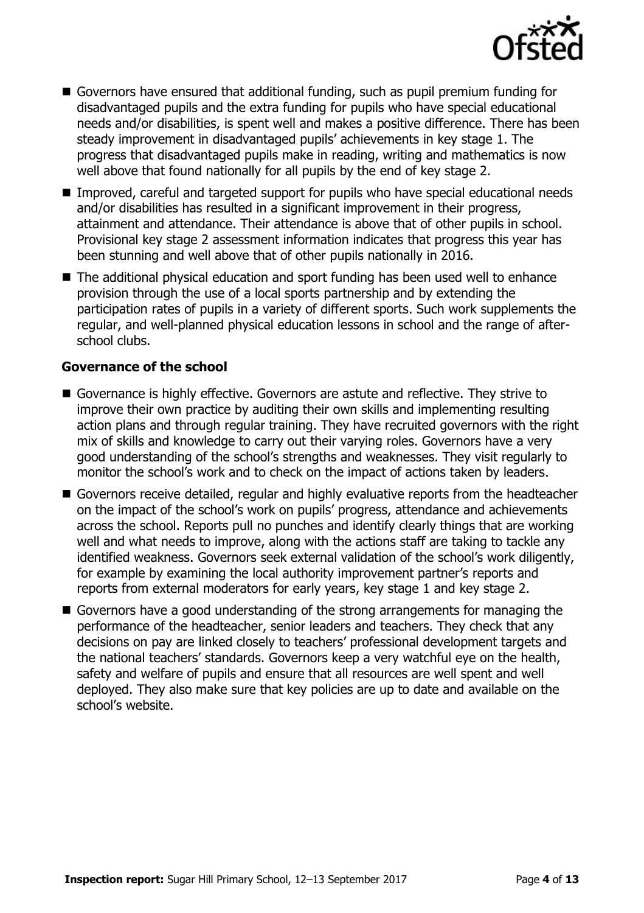- Governors have ensured that additional funding, such as pupil premium funding for disadvantaged pupils and the extra funding for pupils who have special educational needs and/or disabilities, is spent well and makes a positive difference. There has been steady improvement in disadvantaged pupils' achievements in key stage 1. The progress that disadvantaged pupils make in reading, writing and mathematics is now well above that found nationally for all pupils by the end of key stage 2.
- Improved, careful and targeted support for pupils who have special educational needs and/or disabilities has resulted in a significant improvement in their progress, attainment and attendance. Their attendance is above that of other pupils in school. Provisional key stage 2 assessment information indicates that progress this year has been stunning and well above that of other pupils nationally in 2016.
- The additional physical education and sport funding has been used well to enhance provision through the use of a local sports partnership and by extending the participation rates of pupils in a variety of different sports. Such work supplements the regular, and well-planned physical education lessons in school and the range of after-school clubs.

### Governance of the school

- Governance is highly effective. Governors are astute and reflective. They strive to improve their own practice by auditing their own skills and implementing resulting action plans and through regular training. They have recruited governors with the right mix of skills and knowledge to carry out their varying roles. Governors have a very good understanding of the school's strengths and weaknesses. They visit regularly to monitor the school's work and to check on the impact of actions taken by leaders.
- Governors receive detailed, regular and highly evaluative reports from the headteacher on the impact of the school's work on pupils' progress, attendance and achievements across the school. Reports pull no punches and identify clearly things that are working well and what needs to improve, along with the actions staff are taking to tackle any identified weakness. Governors seek external validation of the school's work diligently, for example by examining the local authority improvement partner's reports and reports from external moderators for early years, key stage 1 and key stage 2.
- Governors have a good understanding of the strong arrangements for managing the performance of the headteacher, senior leaders and teachers. They check that any decisions on pay are linked closely to teachers' professional development targets and the national teachers' standards. Governors keep a very watchful eye on the health, safety and welfare of pupils and ensure that all resources are well spent and well deployed. They also make sure that key policies are up to date and available on the school's website.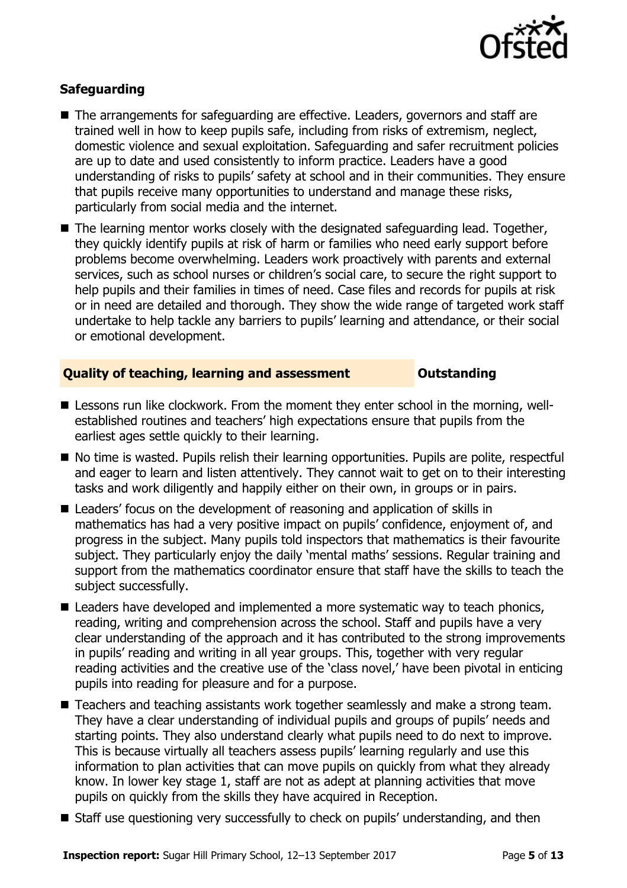### Safeguarding

- The arrangements for safeguarding are effective. Leaders, governors and staff are trained well in how to keep pupils safe, including from risks of extremism, neglect, domestic violence and sexual exploitation. Safeguarding and safer recruitment policies are up to date and used consistently to inform practice. Leaders have a good understanding of risks to pupils' safety at school and in their communities. They ensure that pupils receive many opportunities to understand and manage these risks, particularly from social media and the internet.
- The learning mentor works closely with the designated safeguarding lead. Together, they quickly identify pupils at risk of harm or families who need early support before problems become overwhelming. Leaders work proactively with parents and external services, such as school nurses or children's social care, to secure the right support to help pupils and their families in times of need. Case files and records for pupils at risk or in need are detailed and thorough. They show the wide range of targeted work staff undertake to help tackle any barriers to pupils' learning and attendance, or their social or emotional development.

### Quality of teaching, learning and assessment — Outstanding

- Lessons run like clockwork. From the moment they enter school in the morning, well-established routines and teachers' high expectations ensure that pupils from the earliest ages settle quickly to their learning.
- No time is wasted. Pupils relish their learning opportunities. Pupils are polite, respectful and eager to learn and listen attentively. They cannot wait to get on to their interesting tasks and work diligently and happily either on their own, in groups or in pairs.
- Leaders' focus on the development of reasoning and application of skills in mathematics has had a very positive impact on pupils' confidence, enjoyment of, and progress in the subject. Many pupils told inspectors that mathematics is their favourite subject. They particularly enjoy the daily 'mental maths' sessions. Regular training and support from the mathematics coordinator ensure that staff have the skills to teach the subject successfully.
- Leaders have developed and implemented a more systematic way to teach phonics, reading, writing and comprehension across the school. Staff and pupils have a very clear understanding of the approach and it has contributed to the strong improvements in pupils' reading and writing in all year groups. This, together with very regular reading activities and the creative use of the 'class novel,' have been pivotal in enticing pupils into reading for pleasure and for a purpose.
- Teachers and teaching assistants work together seamlessly and make a strong team. They have a clear understanding of individual pupils and groups of pupils' needs and starting points. They also understand clearly what pupils need to do next to improve. This is because virtually all teachers assess pupils' learning regularly and use this information to plan activities that can move pupils on quickly from what they already know. In lower key stage 1, staff are not as adept at planning activities that move pupils on quickly from the skills they have acquired in Reception.
- Staff use questioning very successfully to check on pupils' understanding, and then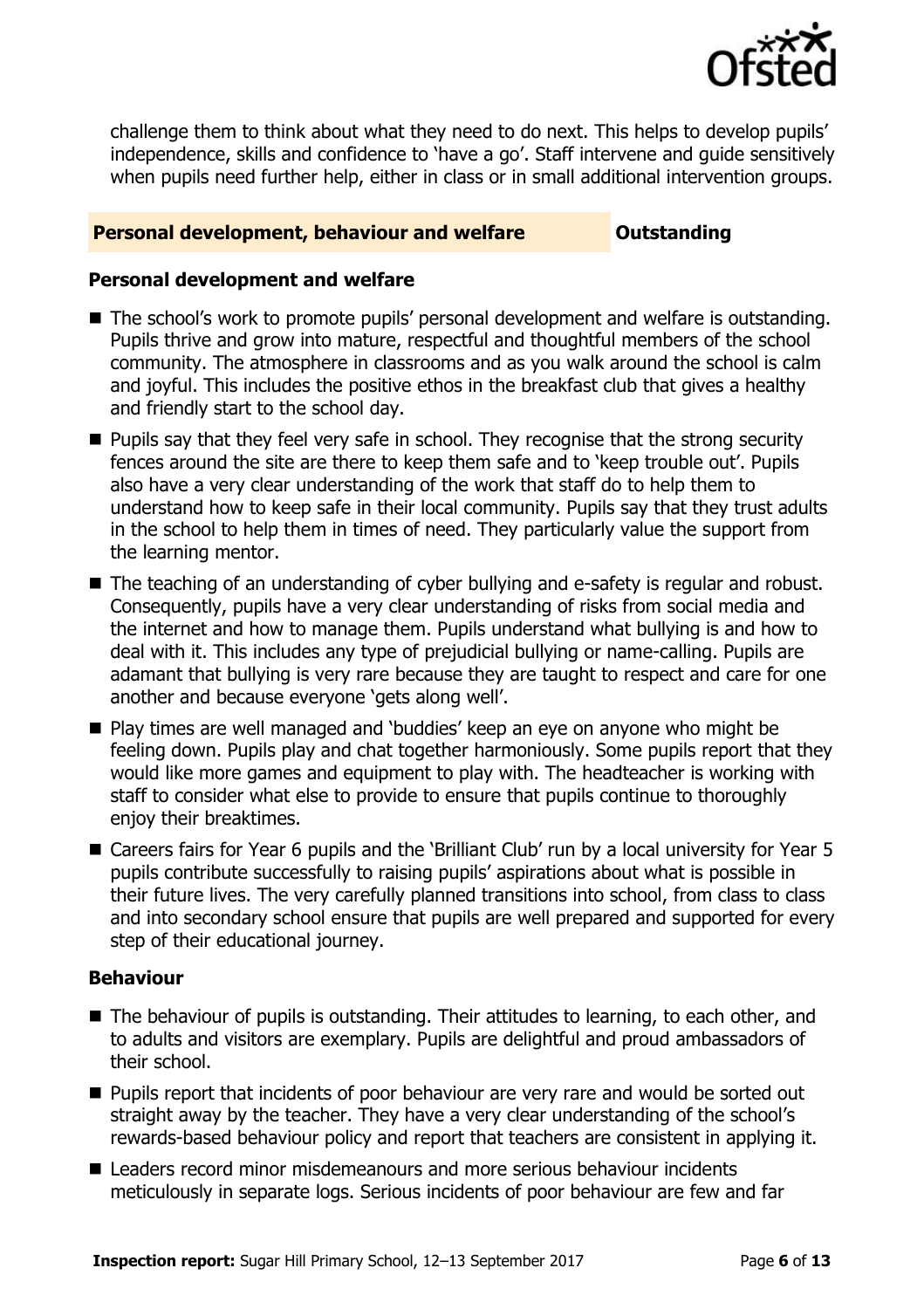challenge them to think about what they need to do next. This helps to develop pupils' independence, skills and confidence to 'have a go'. Staff intervene and guide sensitively when pupils need further help, either in class or in small additional intervention groups.

## Personal development, behaviour and welfare — Outstanding

### Personal development and welfare

- The school's work to promote pupils' personal development and welfare is outstanding. Pupils thrive and grow into mature, respectful and thoughtful members of the school community. The atmosphere in classrooms and as you walk around the school is calm and joyful. This includes the positive ethos in the breakfast club that gives a healthy and friendly start to the school day.
- Pupils say that they feel very safe in school. They recognise that the strong security fences around the site are there to keep them safe and to 'keep trouble out'. Pupils also have a very clear understanding of the work that staff do to help them to understand how to keep safe in their local community. Pupils say that they trust adults in the school to help them in times of need. They particularly value the support from the learning mentor.
- The teaching of an understanding of cyber bullying and e-safety is regular and robust. Consequently, pupils have a very clear understanding of risks from social media and the internet and how to manage them. Pupils understand what bullying is and how to deal with it. This includes any type of prejudicial bullying or name-calling. Pupils are adamant that bullying is very rare because they are taught to respect and care for one another and because everyone 'gets along well'.
- Play times are well managed and 'buddies' keep an eye on anyone who might be feeling down. Pupils play and chat together harmoniously. Some pupils report that they would like more games and equipment to play with. The headteacher is working with staff to consider what else to provide to ensure that pupils continue to thoroughly enjoy their breaktimes.
- Careers fairs for Year 6 pupils and the 'Brilliant Club' run by a local university for Year 5 pupils contribute successfully to raising pupils' aspirations about what is possible in their future lives. The very carefully planned transitions into school, from class to class and into secondary school ensure that pupils are well prepared and supported for every step of their educational journey.

### Behaviour

- The behaviour of pupils is outstanding. Their attitudes to learning, to each other, and to adults and visitors are exemplary. Pupils are delightful and proud ambassadors of their school.
- Pupils report that incidents of poor behaviour are very rare and would be sorted out straight away by the teacher. They have a very clear understanding of the school's rewards-based behaviour policy and report that teachers are consistent in applying it.
- Leaders record minor misdemeanours and more serious behaviour incidents meticulously in separate logs. Serious incidents of poor behaviour are few and far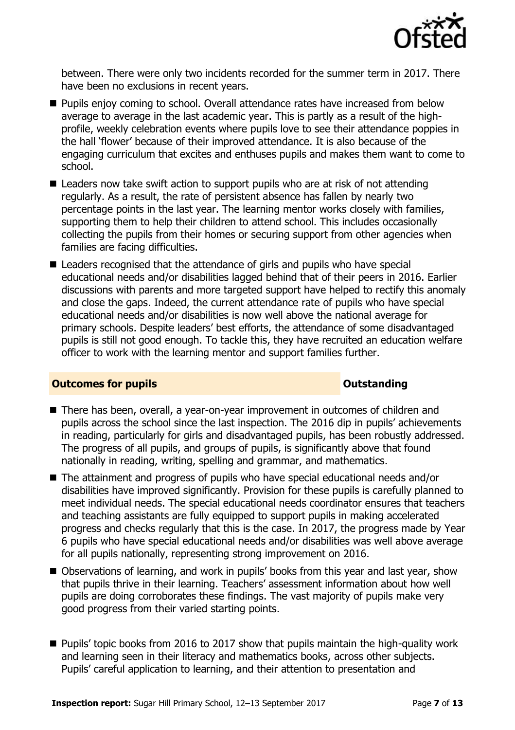between. There were only two incidents recorded for the summer term in 2017. There have been no exclusions in recent years.

- Pupils enjoy coming to school. Overall attendance rates have increased from below average to average in the last academic year. This is partly as a result of the high-profile, weekly celebration events where pupils love to see their attendance poppies in the hall 'flower' because of their improved attendance. It is also because of the engaging curriculum that excites and enthuses pupils and makes them want to come to school.
- Leaders now take swift action to support pupils who are at risk of not attending regularly. As a result, the rate of persistent absence has fallen by nearly two percentage points in the last year. The learning mentor works closely with families, supporting them to help their children to attend school. This includes occasionally collecting the pupils from their homes or securing support from other agencies when families are facing difficulties.
- Leaders recognised that the attendance of girls and pupils who have special educational needs and/or disabilities lagged behind that of their peers in 2016. Earlier discussions with parents and more targeted support have helped to rectify this anomaly and close the gaps. Indeed, the current attendance rate of pupils who have special educational needs and/or disabilities is now well above the national average for primary schools. Despite leaders' best efforts, the attendance of some disadvantaged pupils is still not good enough. To tackle this, they have recruited an education welfare officer to work with the learning mentor and support families further.

## Outcomes for pupils — Outstanding

- There has been, overall, a year-on-year improvement in outcomes of children and pupils across the school since the last inspection. The 2016 dip in pupils' achievements in reading, particularly for girls and disadvantaged pupils, has been robustly addressed. The progress of all pupils, and groups of pupils, is significantly above that found nationally in reading, writing, spelling and grammar, and mathematics.
- The attainment and progress of pupils who have special educational needs and/or disabilities have improved significantly. Provision for these pupils is carefully planned to meet individual needs. The special educational needs coordinator ensures that teachers and teaching assistants are fully equipped to support pupils in making accelerated progress and checks regularly that this is the case. In 2017, the progress made by Year 6 pupils who have special educational needs and/or disabilities was well above average for all pupils nationally, representing strong improvement on 2016.
- Observations of learning, and work in pupils' books from this year and last year, show that pupils thrive in their learning. Teachers' assessment information about how well pupils are doing corroborates these findings. The vast majority of pupils make very good progress from their varied starting points.
- Pupils' topic books from 2016 to 2017 show that pupils maintain the high-quality work and learning seen in their literacy and mathematics books, across other subjects. Pupils' careful application to learning, and their attention to presentation and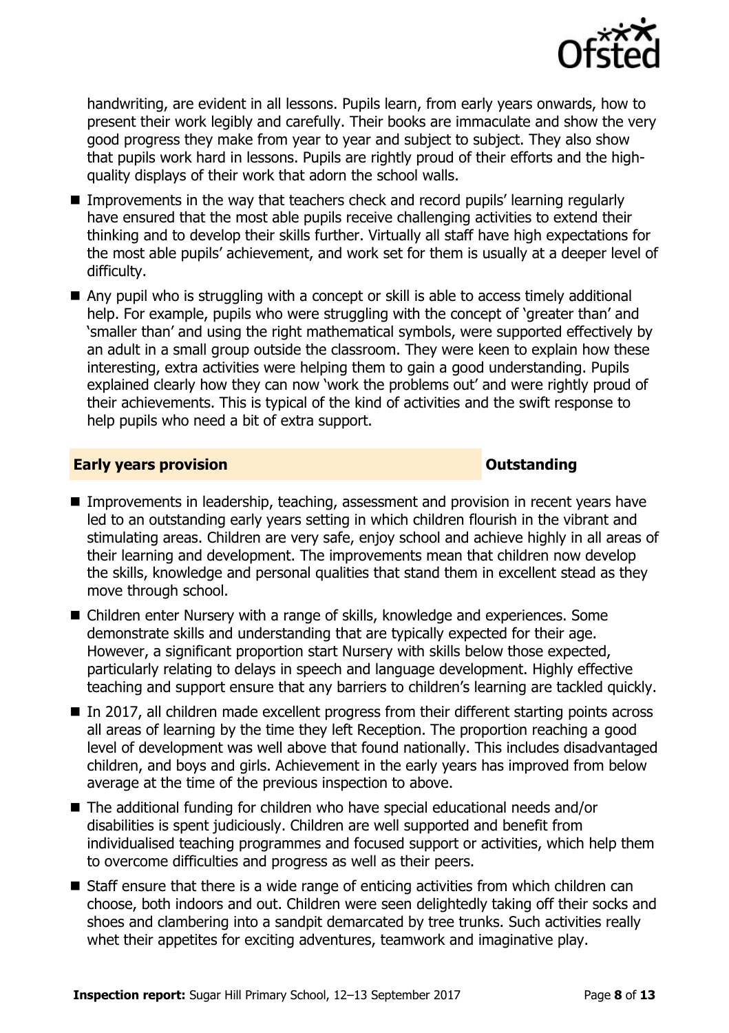handwriting, are evident in all lessons. Pupils learn, from early years onwards, how to present their work legibly and carefully. Their books are immaculate and show the very good progress they make from year to year and subject to subject. They also show that pupils work hard in lessons. Pupils are rightly proud of their efforts and the high-quality displays of their work that adorn the school walls.

- Improvements in the way that teachers check and record pupils' learning regularly have ensured that the most able pupils receive challenging activities to extend their thinking and to develop their skills further. Virtually all staff have high expectations for the most able pupils' achievement, and work set for them is usually at a deeper level of difficulty.
- Any pupil who is struggling with a concept or skill is able to access timely additional help. For example, pupils who were struggling with the concept of 'greater than' and 'smaller than' and using the right mathematical symbols, were supported effectively by an adult in a small group outside the classroom. They were keen to explain how these interesting, extra activities were helping them to gain a good understanding. Pupils explained clearly how they can now 'work the problems out' and were rightly proud of their achievements. This is typical of the kind of activities and the swift response to help pupils who need a bit of extra support.

## Early years provision — Outstanding

- Improvements in leadership, teaching, assessment and provision in recent years have led to an outstanding early years setting in which children flourish in the vibrant and stimulating areas. Children are very safe, enjoy school and achieve highly in all areas of their learning and development. The improvements mean that children now develop the skills, knowledge and personal qualities that stand them in excellent stead as they move through school.
- Children enter Nursery with a range of skills, knowledge and experiences. Some demonstrate skills and understanding that are typically expected for their age. However, a significant proportion start Nursery with skills below those expected, particularly relating to delays in speech and language development. Highly effective teaching and support ensure that any barriers to children's learning are tackled quickly.
- In 2017, all children made excellent progress from their different starting points across all areas of learning by the time they left Reception. The proportion reaching a good level of development was well above that found nationally. This includes disadvantaged children, and boys and girls. Achievement in the early years has improved from below average at the time of the previous inspection to above.
- The additional funding for children who have special educational needs and/or disabilities is spent judiciously. Children are well supported and benefit from individualised teaching programmes and focused support or activities, which help them to overcome difficulties and progress as well as their peers.
- Staff ensure that there is a wide range of enticing activities from which children can choose, both indoors and out. Children were seen delightedly taking off their socks and shoes and clambering into a sandpit demarcated by tree trunks. Such activities really whet their appetites for exciting adventures, teamwork and imaginative play.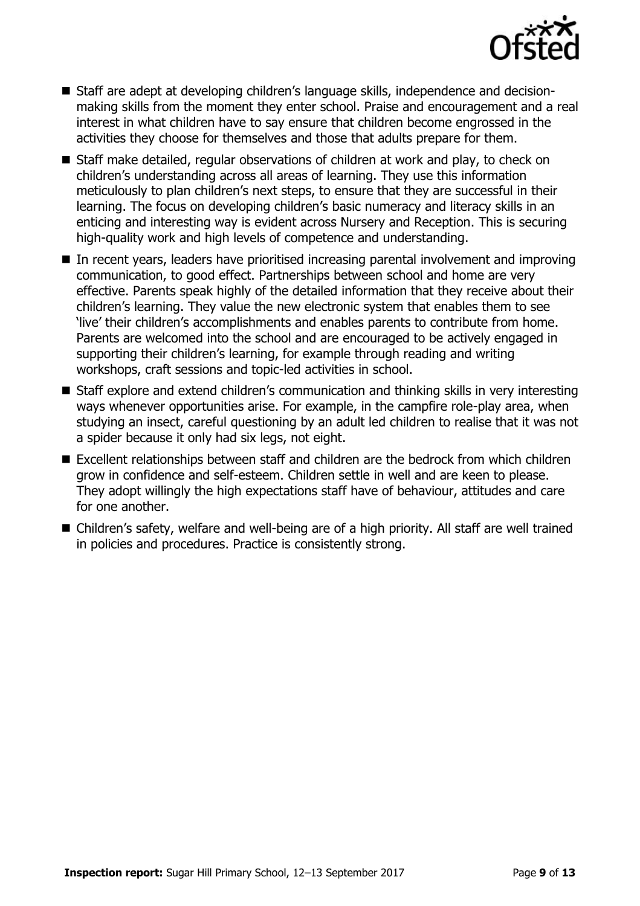- Staff are adept at developing children's language skills, independence and decision-making skills from the moment they enter school. Praise and encouragement and a real interest in what children have to say ensure that children become engrossed in the activities they choose for themselves and those that adults prepare for them.
- Staff make detailed, regular observations of children at work and play, to check on children's understanding across all areas of learning. They use this information meticulously to plan children's next steps, to ensure that they are successful in their learning. The focus on developing children's basic numeracy and literacy skills in an enticing and interesting way is evident across Nursery and Reception. This is securing high-quality work and high levels of competence and understanding.
- In recent years, leaders have prioritised increasing parental involvement and improving communication, to good effect. Partnerships between school and home are very effective. Parents speak highly of the detailed information that they receive about their children's learning. They value the new electronic system that enables them to see 'live' their children's accomplishments and enables parents to contribute from home. Parents are welcomed into the school and are encouraged to be actively engaged in supporting their children's learning, for example through reading and writing workshops, craft sessions and topic-led activities in school.
- Staff explore and extend children's communication and thinking skills in very interesting ways whenever opportunities arise. For example, in the campfire role-play area, when studying an insect, careful questioning by an adult led children to realise that it was not a spider because it only had six legs, not eight.
- Excellent relationships between staff and children are the bedrock from which children grow in confidence and self-esteem. Children settle in well and are keen to please. They adopt willingly the high expectations staff have of behaviour, attitudes and care for one another.
- Children's safety, welfare and well-being are of a high priority. All staff are well trained in policies and procedures. Practice is consistently strong.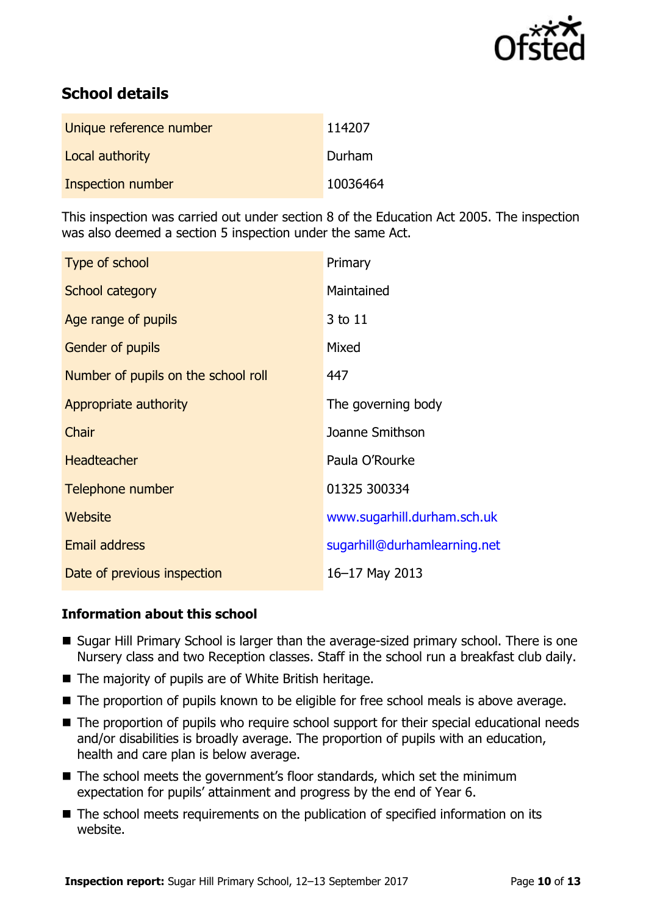## School details

| | |
|---|---|
| Unique reference number | 114207 |
| Local authority | Durham |
| Inspection number | 10036464 |

This inspection was carried out under section 8 of the Education Act 2005. The inspection was also deemed a section 5 inspection under the same Act.

| | |
|---|---|
| Type of school | Primary |
| School category | Maintained |
| Age range of pupils | 3 to 11 |
| Gender of pupils | Mixed |
| Number of pupils on the school roll | 447 |
| Appropriate authority | The governing body |
| Chair | Joanne Smithson |
| Headteacher | Paula O'Rourke |
| Telephone number | 01325 300334 |
| Website | www.sugarhill.durham.sch.uk |
| Email address | sugarhill@durhamlearning.net |
| Date of previous inspection | 16–17 May 2013 |

### Information about this school

- Sugar Hill Primary School is larger than the average-sized primary school. There is one Nursery class and two Reception classes. Staff in the school run a breakfast club daily.
- The majority of pupils are of White British heritage.
- The proportion of pupils known to be eligible for free school meals is above average.
- The proportion of pupils who require school support for their special educational needs and/or disabilities is broadly average. The proportion of pupils with an education, health and care plan is below average.
- The school meets the government's floor standards, which set the minimum expectation for pupils' attainment and progress by the end of Year 6.
- The school meets requirements on the publication of specified information on its website.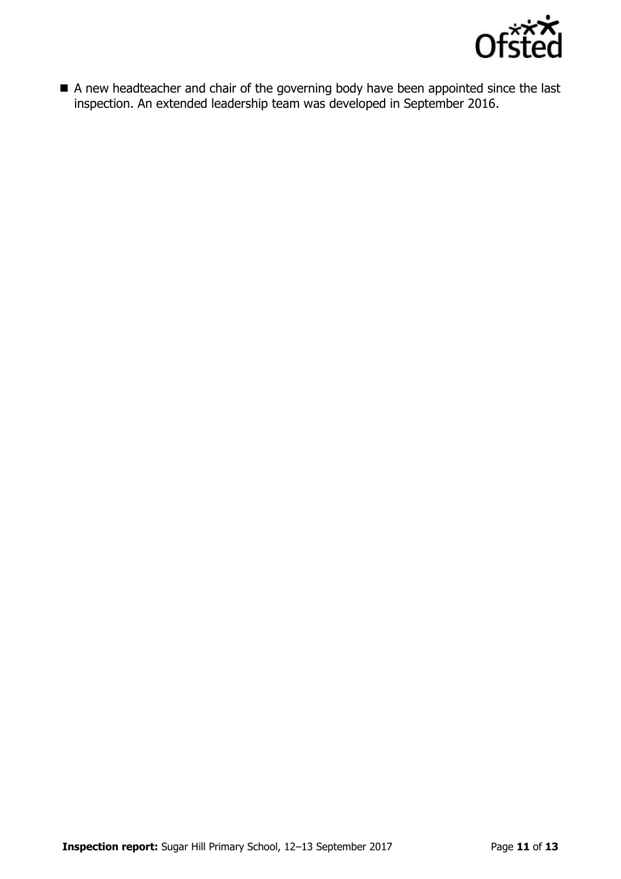- A new headteacher and chair of the governing body have been appointed since the last inspection. An extended leadership team was developed in September 2016.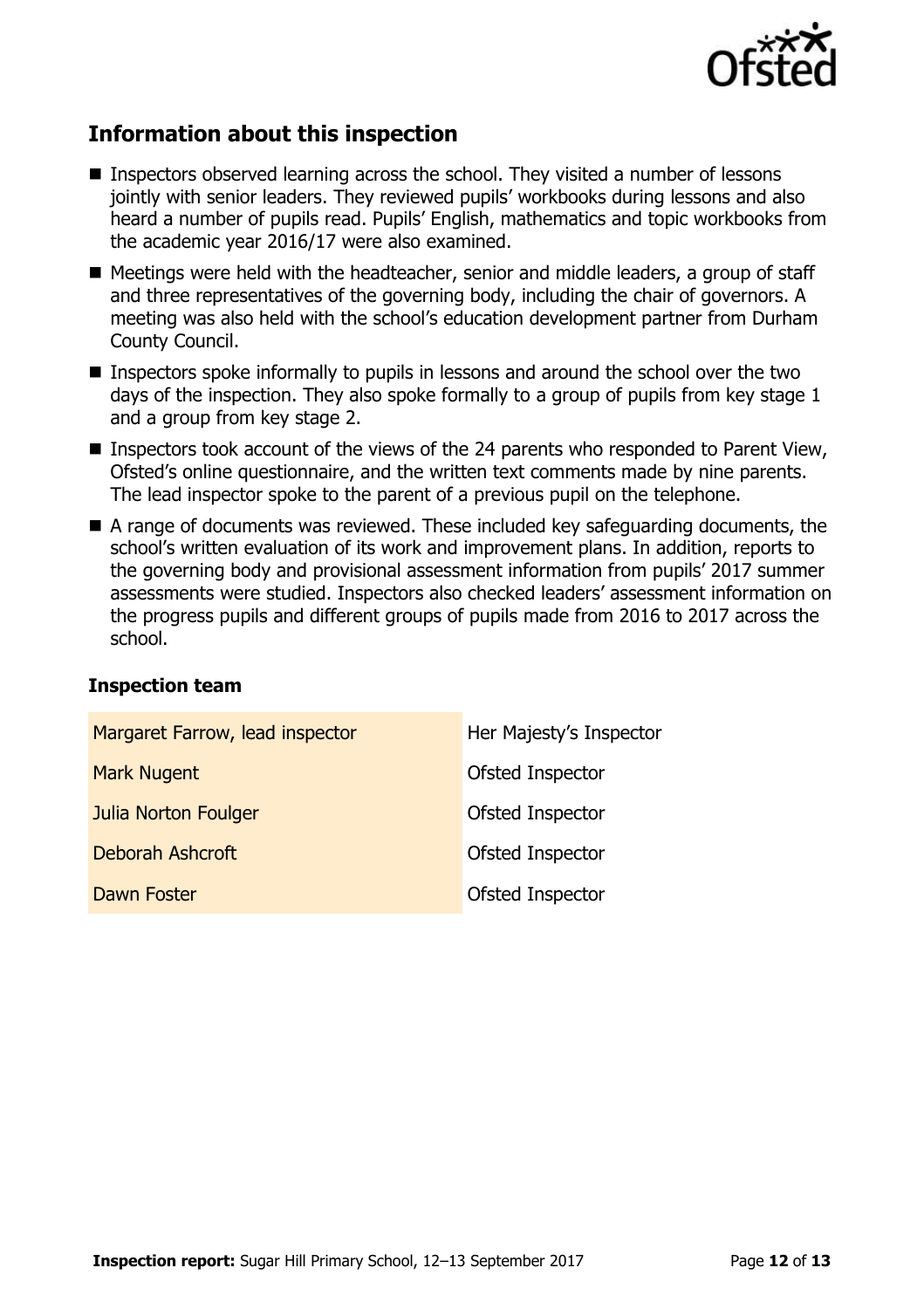## Information about this inspection

- Inspectors observed learning across the school. They visited a number of lessons jointly with senior leaders. They reviewed pupils' workbooks during lessons and also heard a number of pupils read. Pupils' English, mathematics and topic workbooks from the academic year 2016/17 were also examined.
- Meetings were held with the headteacher, senior and middle leaders, a group of staff and three representatives of the governing body, including the chair of governors. A meeting was also held with the school's education development partner from Durham County Council.
- Inspectors spoke informally to pupils in lessons and around the school over the two days of the inspection. They also spoke formally to a group of pupils from key stage 1 and a group from key stage 2.
- Inspectors took account of the views of the 24 parents who responded to Parent View, Ofsted's online questionnaire, and the written text comments made by nine parents. The lead inspector spoke to the parent of a previous pupil on the telephone.
- A range of documents was reviewed. These included key safeguarding documents, the school's written evaluation of its work and improvement plans. In addition, reports to the governing body and provisional assessment information from pupils' 2017 summer assessments were studied. Inspectors also checked leaders' assessment information on the progress pupils and different groups of pupils made from 2016 to 2017 across the school.

### Inspection team

| | |
|---|---|
| Margaret Farrow, lead inspector | Her Majesty's Inspector |
| Mark Nugent | Ofsted Inspector |
| Julia Norton Foulger | Ofsted Inspector |
| Deborah Ashcroft | Ofsted Inspector |
| Dawn Foster | Ofsted Inspector |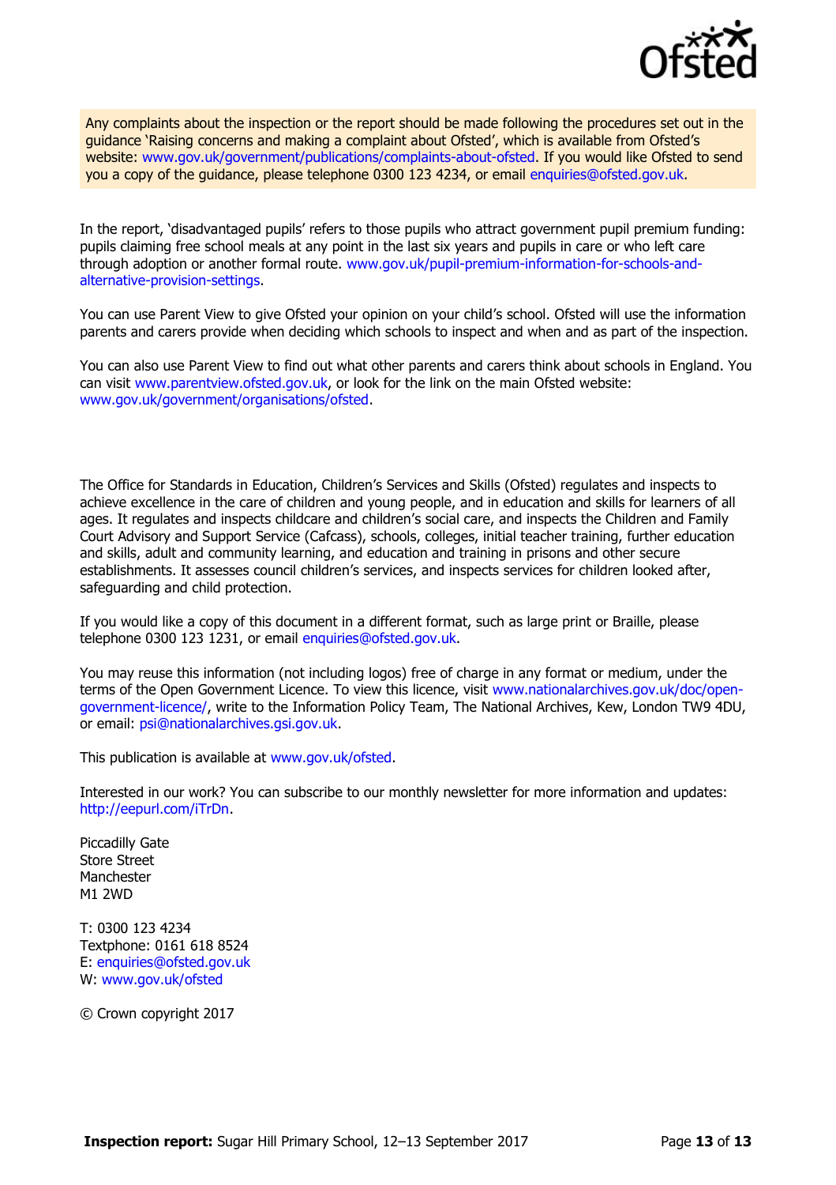Any complaints about the inspection or the report should be made following the procedures set out in the guidance 'Raising concerns and making a complaint about Ofsted', which is available from Ofsted's website: www.gov.uk/government/publications/complaints-about-ofsted. If you would like Ofsted to send you a copy of the guidance, please telephone 0300 123 4234, or email enquiries@ofsted.gov.uk.

In the report, 'disadvantaged pupils' refers to those pupils who attract government pupil premium funding: pupils claiming free school meals at any point in the last six years and pupils in care or who left care through adoption or another formal route. www.gov.uk/pupil-premium-information-for-schools-and-alternative-provision-settings.

You can use Parent View to give Ofsted your opinion on your child's school. Ofsted will use the information parents and carers provide when deciding which schools to inspect and when and as part of the inspection.

You can also use Parent View to find out what other parents and carers think about schools in England. You can visit www.parentview.ofsted.gov.uk, or look for the link on the main Ofsted website: www.gov.uk/government/organisations/ofsted.

The Office for Standards in Education, Children's Services and Skills (Ofsted) regulates and inspects to achieve excellence in the care of children and young people, and in education and skills for learners of all ages. It regulates and inspects childcare and children's social care, and inspects the Children and Family Court Advisory and Support Service (Cafcass), schools, colleges, initial teacher training, further education and skills, adult and community learning, and education and training in prisons and other secure establishments. It assesses council children's services, and inspects services for children looked after, safeguarding and child protection.

If you would like a copy of this document in a different format, such as large print or Braille, please telephone 0300 123 1231, or email enquiries@ofsted.gov.uk.

You may reuse this information (not including logos) free of charge in any format or medium, under the terms of the Open Government Licence. To view this licence, visit www.nationalarchives.gov.uk/doc/open-government-licence/, write to the Information Policy Team, The National Archives, Kew, London TW9 4DU, or email: psi@nationalarchives.gsi.gov.uk.

This publication is available at www.gov.uk/ofsted.

Interested in our work? You can subscribe to our monthly newsletter for more information and updates: http://eepurl.com/iTrDn.

Piccadilly Gate
Store Street
Manchester
M1 2WD

T: 0300 123 4234
Textphone: 0161 618 8524
E: enquiries@ofsted.gov.uk
W: www.gov.uk/ofsted

© Crown copyright 2017